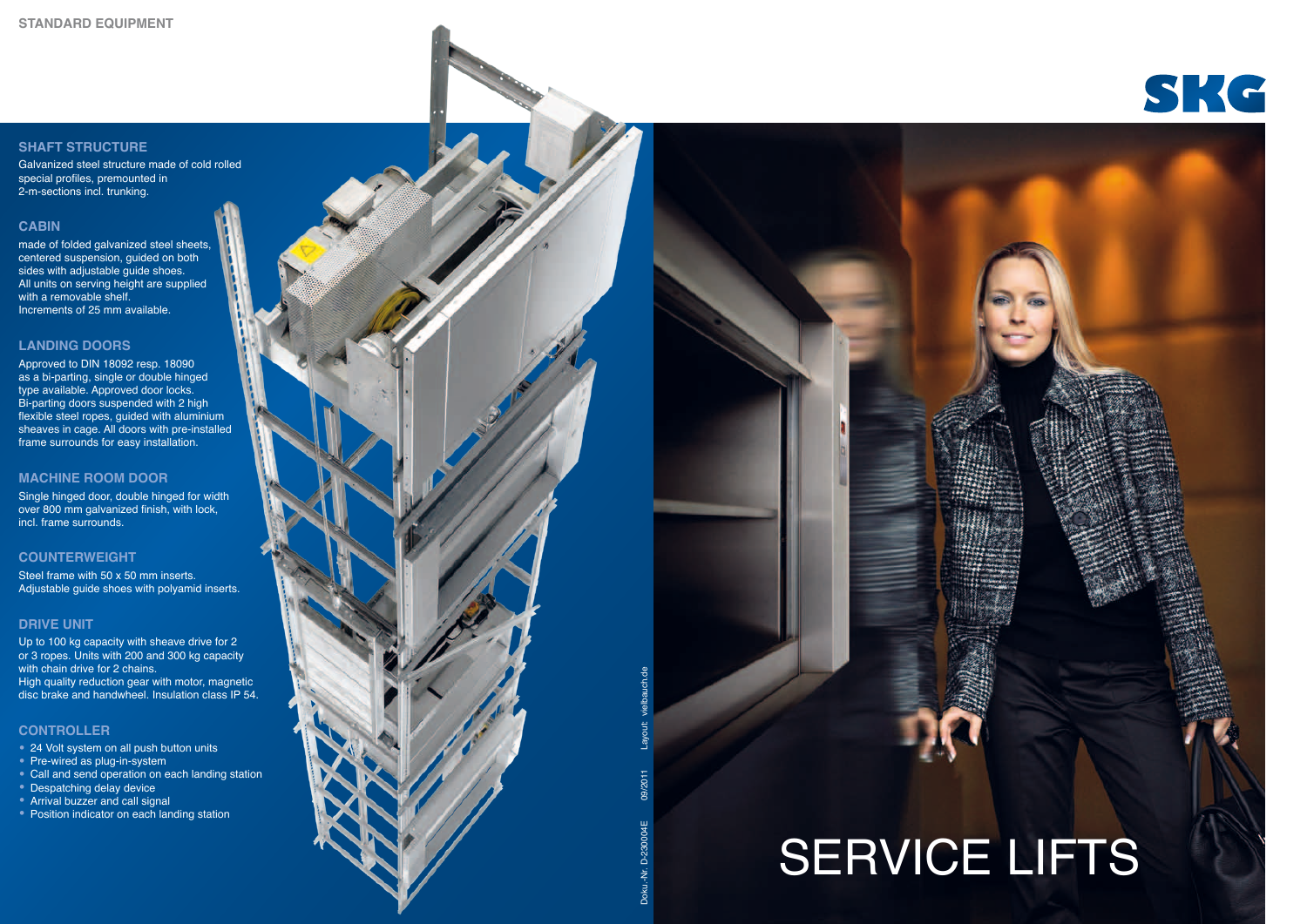STANDARD EQUIPMENT

SKG

## SHAFT STRUCTURE

Galvanized steel structure made of cold rolled special profiles, premounted in 2-m-sections incl. trunking.

## CABIN

made of folded galvanized steel sheets, centered suspension, guided on both sides with adjustable guide shoes. All units on serving height are supplied with a removable shelf. Increments of 25 mm available.

## LANDING DOORS

Approved to DIN 18092 resp. 18090 as a bi-parting, single or double hinged type available. Approved door locks. Bi-parting doors suspended with 2 high flexible steel ropes, guided with aluminium sheaves in cage. All doors with pre-installed frame surrounds for easy installation.

## MACHINE ROOM DOOR

Single hinged door, double hinged for width over 800 mm galvanized finish, with lock, incl. frame surrounds.

## COUNTERWEIGHT

Steel frame with 50 x 50 mm inserts. Adjustable guide shoes with polyamid inserts.

## DRIVE UNIT

Up to 100 kg capacity with sheave drive for 2 or 3 ropes. Units with 200 and 300 kg capacity with chain drive for 2 chains. High quality reduction gear with motor, magnetic disc brake and handwheel. Insulation class IP 54.

## CONTROLLER

- 24 Volt system on all push button units
- Pre-wired as plug-in-system
- Call and send operation on each landing station
- Despatching delay device
- Arrival buzzer and call signal
- Position indicator on each landing station

Doku.-Nr. D-230004E 09/2011 Layout: vielbauch.de

# SERVICE LIFTS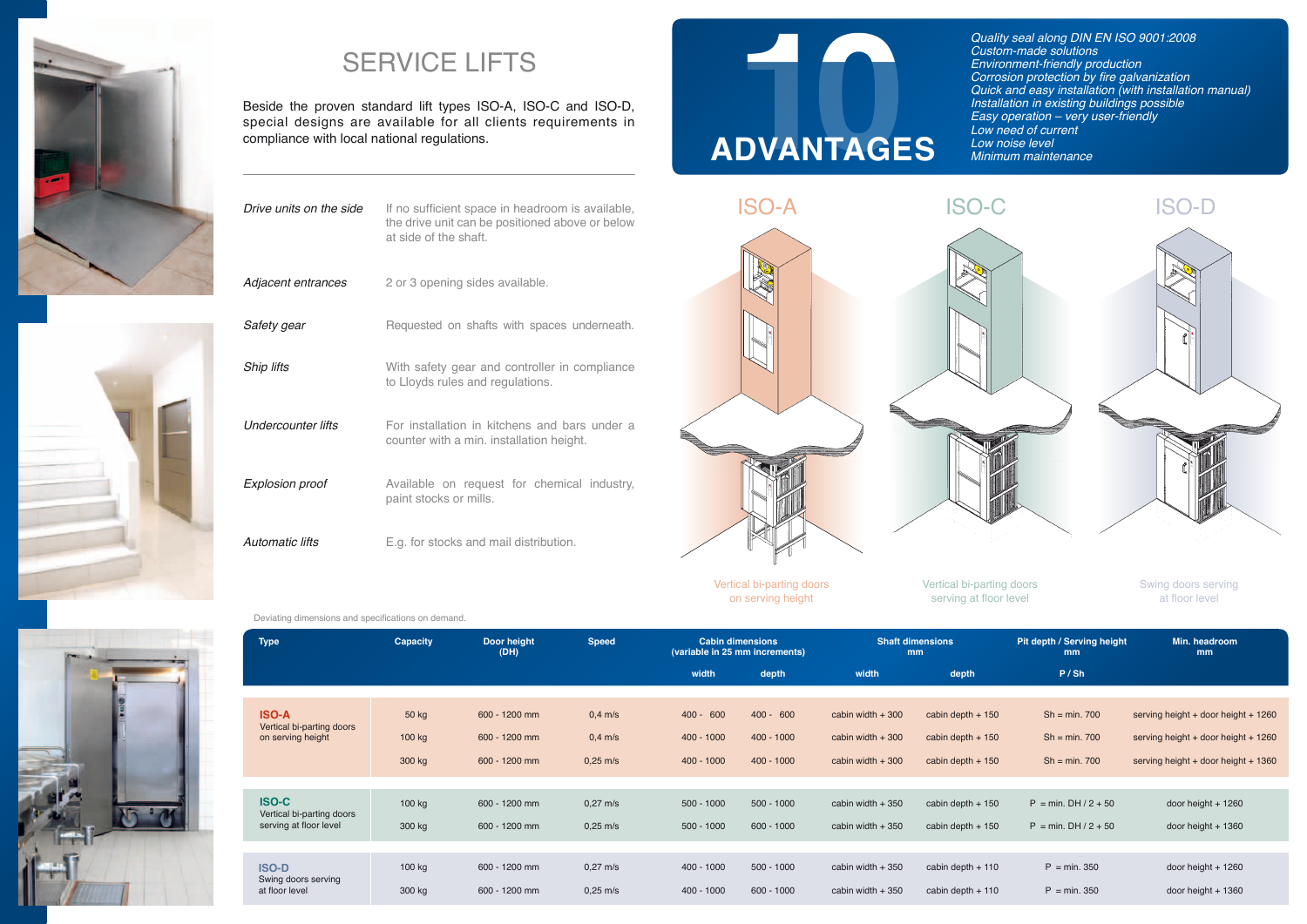# SERVICE LIFTS

Beside the proven standard lift types ISO-A, ISO-C and ISO-D, special designs are available for all clients requirements in compliance with local national regulations.

| | |
|---|---|
| *Drive units on the side* | If no sufficient space in headroom is available, the drive unit can be positioned above or below at side of the shaft. |
| *Adjacent entrances* | 2 or 3 opening sides available. |
| *Safety gear* | Requested on shafts with spaces underneath. |
| *Ship lifts* | With safety gear and controller in compliance to Lloyds rules and regulations. |
| *Undercounter lifts* | For installation in kitchens and bars under a counter with a min. installation height. |
| *Explosion proof* | Available on request for chemical industry, paint stocks or mills. |
| *Automatic lifts* | E.g. for stocks and mail distribution. |

## 10 ADVANTAGES

- *Quality seal along DIN EN ISO 9001:2008*
- *Custom-made solutions*
- *Environment-friendly production*
- *Corrosion protection by fire galvanization*
- *Quick and easy installation (with installation manual)*
- *Installation in existing buildings possible*
- *Easy operation – very user-friendly*
- *Low need of current*
- *Low noise level*
- *Minimum maintenance*

**ISO-A**
Vertical bi-parting doors on serving height

**ISO-C**
Vertical bi-parting doors serving at floor level

**ISO-D**
Swing doors serving at floor level

Deviating dimensions and specifications on demand.

| Type | Capacity | Door height (DH) | Speed | Cabin dimensions (variable in 25 mm increments) | | Shaft dimensions mm | | Pit depth / Serving height mm | Min. headroom mm |
|---|---|---|---|---|---|---|---|---|---|
| | | | | width | depth | width | depth | P / Sh | |
| **ISO-A** Vertical bi-parting doors on serving height | 50 kg | 600 - 1200 mm | 0,4 m/s | 400 - 600 | 400 - 600 | cabin width + 300 | cabin depth + 150 | Sh = min. 700 | serving height + door height + 1260 |
| | 100 kg | 600 - 1200 mm | 0,4 m/s | 400 - 1000 | 400 - 1000 | cabin width + 300 | cabin depth + 150 | Sh = min. 700 | serving height + door height + 1260 |
| | 300 kg | 600 - 1200 mm | 0,25 m/s | 400 - 1000 | 400 - 1000 | cabin width + 300 | cabin depth + 150 | Sh = min. 700 | serving height + door height + 1360 |
| **ISO-C** Vertical bi-parting doors serving at floor level | 100 kg | 600 - 1200 mm | 0,27 m/s | 500 - 1000 | 500 - 1000 | cabin width + 350 | cabin depth + 150 | P = min. DH / 2 + 50 | door height + 1260 |
| | 300 kg | 600 - 1200 mm | 0,25 m/s | 500 - 1000 | 600 - 1000 | cabin width + 350 | cabin depth + 150 | P = min. DH / 2 + 50 | door height + 1360 |
| **ISO-D** Swing doors serving at floor level | 100 kg | 600 - 1200 mm | 0,27 m/s | 400 - 1000 | 500 - 1000 | cabin width + 350 | cabin depth + 110 | P = min. 350 | door height + 1260 |
| | 300 kg | 600 - 1200 mm | 0,25 m/s | 400 - 1000 | 600 - 1000 | cabin width + 350 | cabin depth + 110 | P = min. 350 | door height + 1360 |